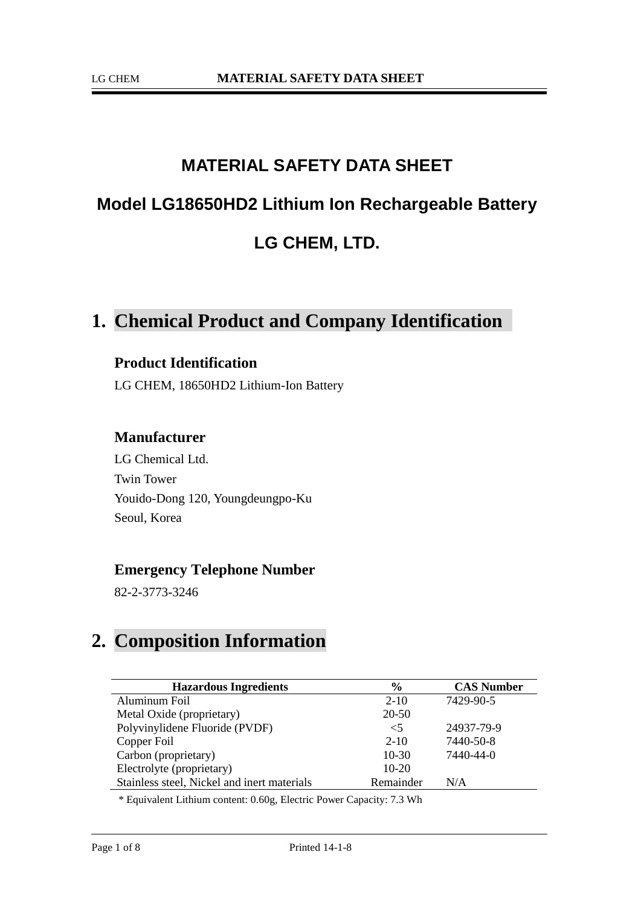# MATERIAL SAFETY DATA SHEET

## Model LG18650HD2 Lithium Ion Rechargeable Battery

## LG CHEM, LTD.

## 1. Chemical Product and Company Identification

### Product Identification

LG CHEM, 18650HD2 Lithium-Ion Battery

### Manufacturer

LG Chemical Ltd.
Twin Tower
Youido-Dong 120, Youngdeungpo-Ku
Seoul, Korea

### Emergency Telephone Number

82-2-3773-3246

## 2. Composition Information

| Hazardous Ingredients | % | CAS Number |
|---|---|---|
| Aluminum Foil | 2-10 | 7429-90-5 |
| Metal Oxide (proprietary) | 20-50 | |
| Polyvinylidene Fluoride (PVDF) | <5 | 24937-79-9 |
| Copper Foil | 2-10 | 7440-50-8 |
| Carbon (proprietary) | 10-30 | 7440-44-0 |
| Electrolyte (proprietary) | 10-20 | |
| Stainless steel, Nickel and inert materials | Remainder | N/A |

* Equivalent Lithium content: 0.60g, Electric Power Capacity: 7.3 Wh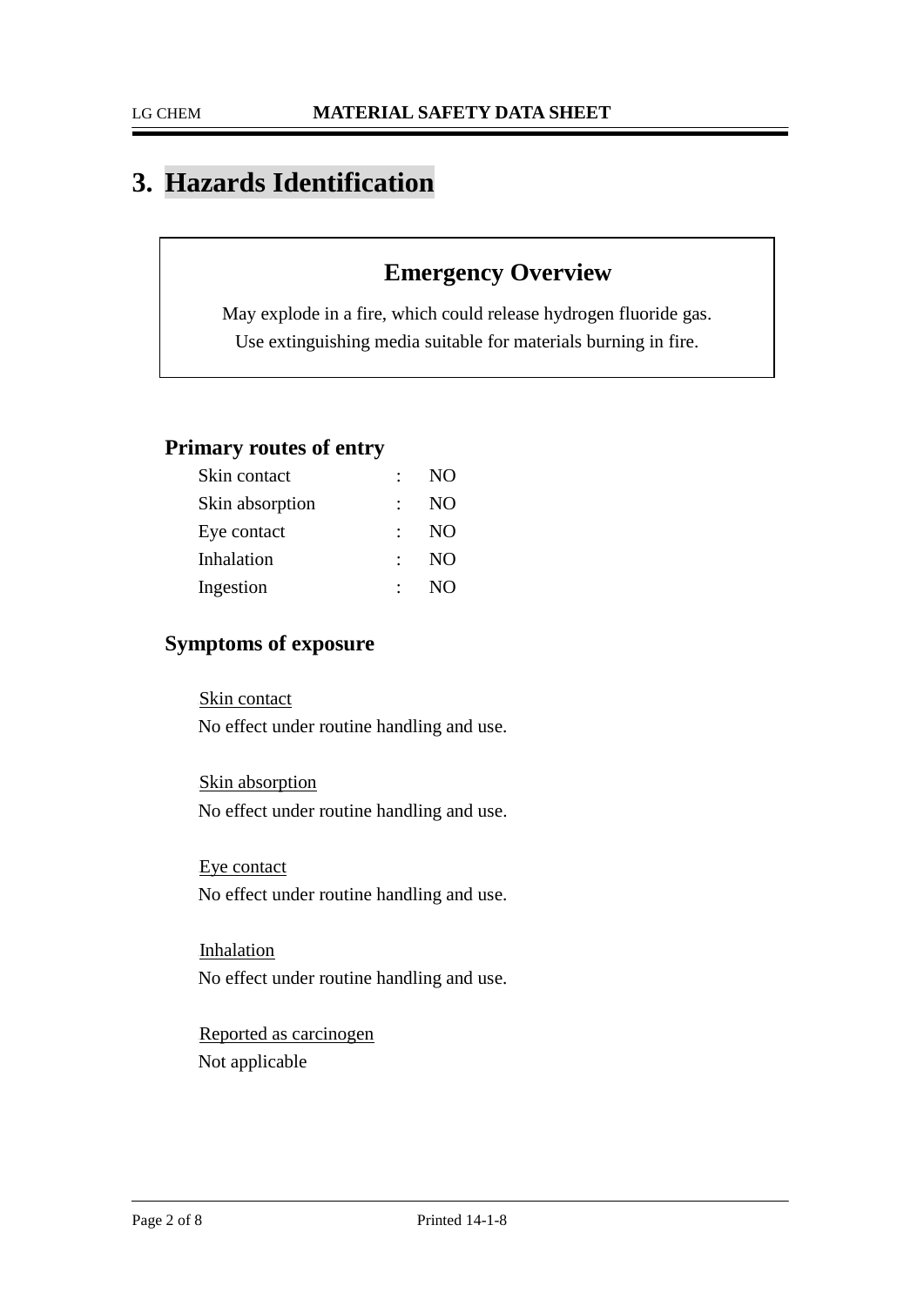# 3. Hazards Identification

## Emergency Overview

May explode in a fire, which could release hydrogen fluoride gas.
Use extinguishing media suitable for materials burning in fire.

### Primary routes of entry

| | | |
|---|---|---|
| Skin contact | : | NO |
| Skin absorption | : | NO |
| Eye contact | : | NO |
| Inhalation | : | NO |
| Ingestion | : | NO |

### Symptoms of exposure

Skin contact
No effect under routine handling and use.

Skin absorption
No effect under routine handling and use.

Eye contact
No effect under routine handling and use.

Inhalation
No effect under routine handling and use.

Reported as carcinogen
Not applicable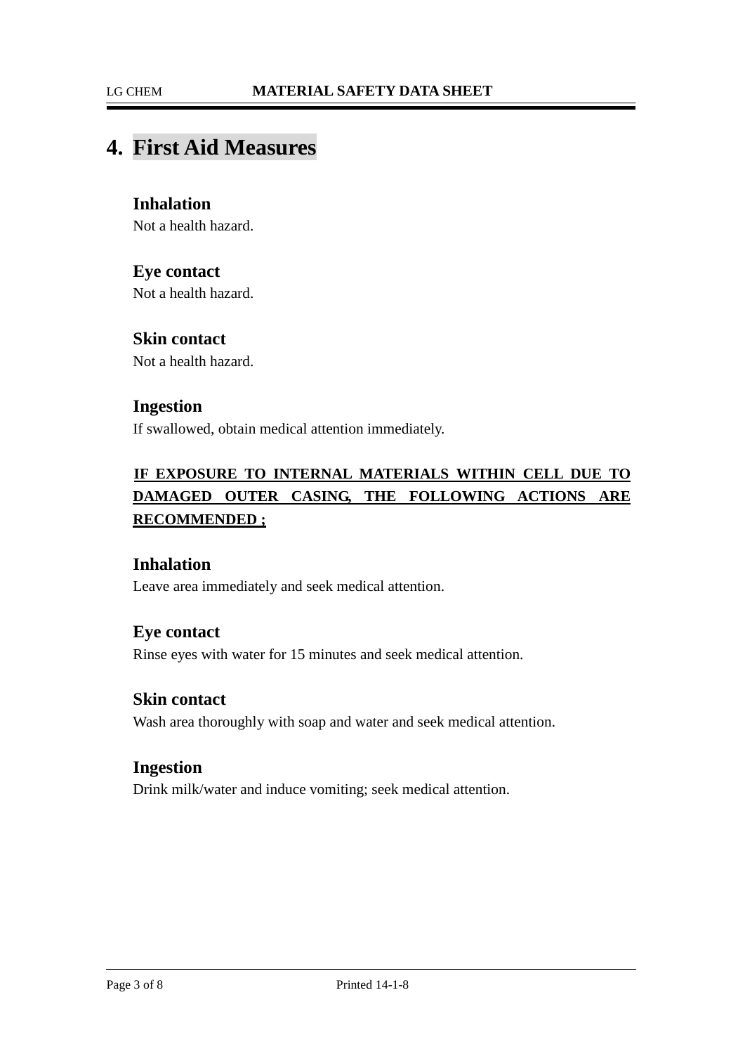# 4. First Aid Measures

### Inhalation

Not a health hazard.

### Eye contact

Not a health hazard.

### Skin contact

Not a health hazard.

### Ingestion

If swallowed, obtain medical attention immediately.

**IF EXPOSURE TO INTERNAL MATERIALS WITHIN CELL DUE TO DAMAGED OUTER CASING, THE FOLLOWING ACTIONS ARE RECOMMENDED ;**

### Inhalation

Leave area immediately and seek medical attention.

### Eye contact

Rinse eyes with water for 15 minutes and seek medical attention.

### Skin contact

Wash area thoroughly with soap and water and seek medical attention.

### Ingestion

Drink milk/water and induce vomiting; seek medical attention.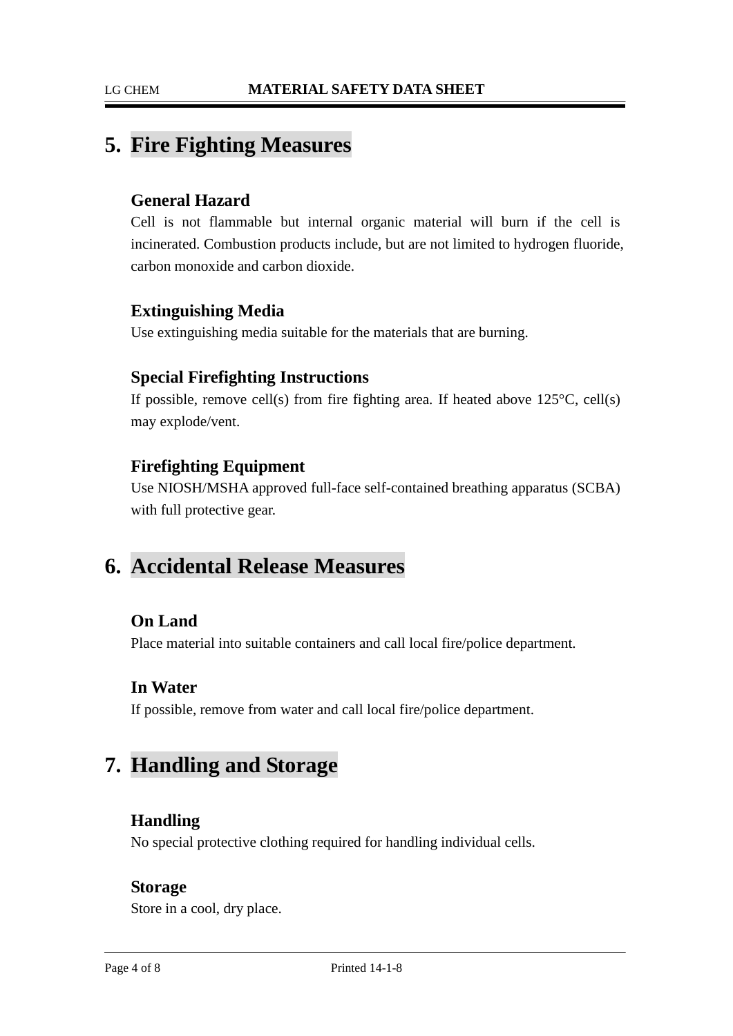## 5. Fire Fighting Measures

### General Hazard

Cell is not flammable but internal organic material will burn if the cell is incinerated. Combustion products include, but are not limited to hydrogen fluoride, carbon monoxide and carbon dioxide.

### Extinguishing Media

Use extinguishing media suitable for the materials that are burning.

### Special Firefighting Instructions

If possible, remove cell(s) from fire fighting area. If heated above 125°C, cell(s) may explode/vent.

### Firefighting Equipment

Use NIOSH/MSHA approved full-face self-contained breathing apparatus (SCBA) with full protective gear.

## 6. Accidental Release Measures

### On Land

Place material into suitable containers and call local fire/police department.

### In Water

If possible, remove from water and call local fire/police department.

## 7. Handling and Storage

### Handling

No special protective clothing required for handling individual cells.

### Storage

Store in a cool, dry place.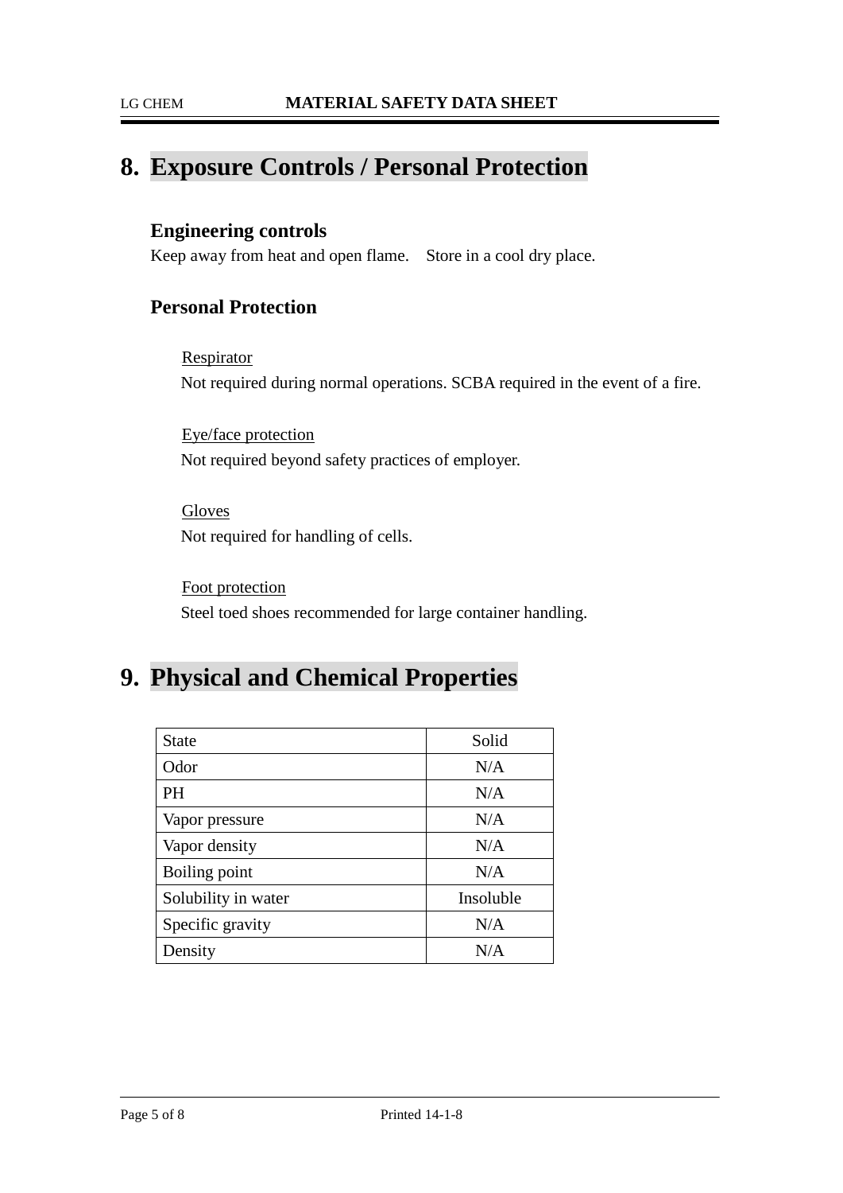## 8. Exposure Controls / Personal Protection

### Engineering controls

Keep away from heat and open flame.    Store in a cool dry place.

### Personal Protection

Respirator

Not required during normal operations. SCBA required in the event of a fire.

Eye/face protection

Not required beyond safety practices of employer.

Gloves

Not required for handling of cells.

Foot protection

Steel toed shoes recommended for large container handling.

## 9. Physical and Chemical Properties

| State | Solid |
|---|---|
| Odor | N/A |
| PH | N/A |
| Vapor pressure | N/A |
| Vapor density | N/A |
| Boiling point | N/A |
| Solubility in water | Insoluble |
| Specific gravity | N/A |
| Density | N/A |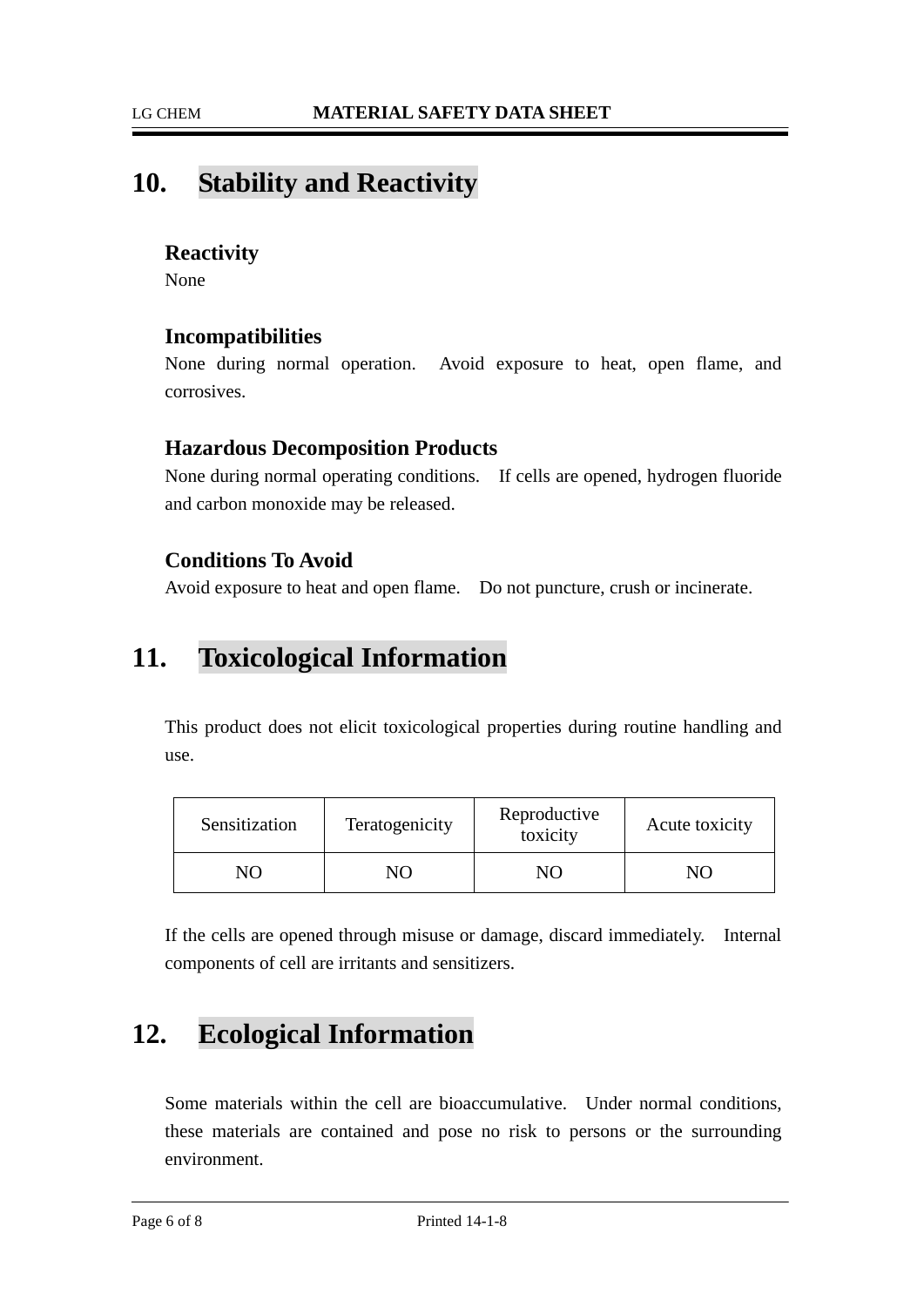## 10. Stability and Reactivity

### Reactivity

None

### Incompatibilities

None during normal operation. Avoid exposure to heat, open flame, and corrosives.

### Hazardous Decomposition Products

None during normal operating conditions. If cells are opened, hydrogen fluoride and carbon monoxide may be released.

### Conditions To Avoid

Avoid exposure to heat and open flame. Do not puncture, crush or incinerate.

## 11. Toxicological Information

This product does not elicit toxicological properties during routine handling and use.

| Sensitization | Teratogenicity | Reproductive toxicity | Acute toxicity |
|---|---|---|---|
| NO | NO | NO | NO |

If the cells are opened through misuse or damage, discard immediately. Internal components of cell are irritants and sensitizers.

## 12. Ecological Information

Some materials within the cell are bioaccumulative. Under normal conditions, these materials are contained and pose no risk to persons or the surrounding environment.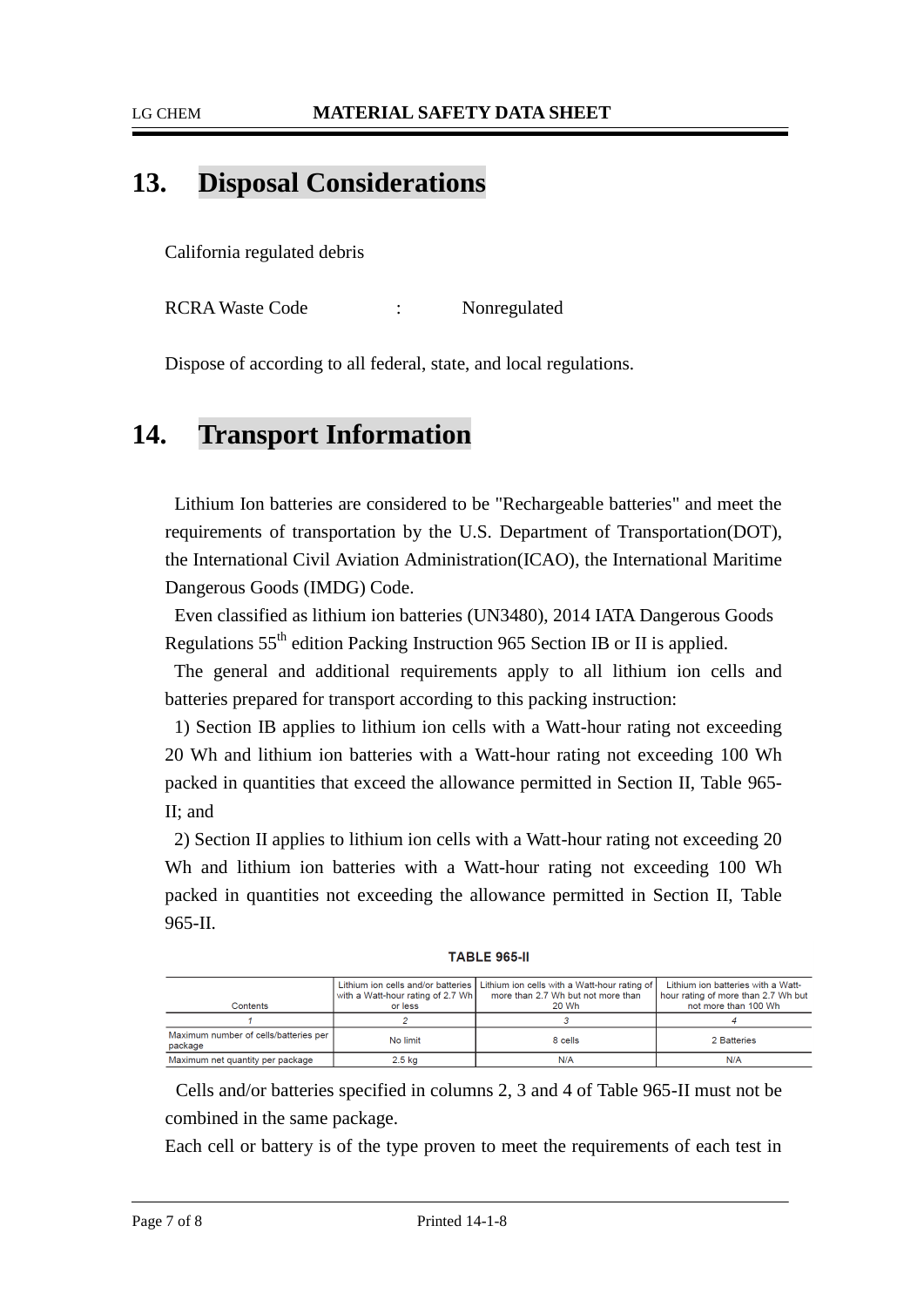## 13. Disposal Considerations

California regulated debris

RCRA Waste Code : Nonregulated

Dispose of according to all federal, state, and local regulations.

## 14. Transport Information

Lithium Ion batteries are considered to be "Rechargeable batteries" and meet the requirements of transportation by the U.S. Department of Transportation(DOT), the International Civil Aviation Administration(ICAO), the International Maritime Dangerous Goods (IMDG) Code.

Even classified as lithium ion batteries (UN3480), 2014 IATA Dangerous Goods Regulations 55th edition Packing Instruction 965 Section IB or II is applied.

The general and additional requirements apply to all lithium ion cells and batteries prepared for transport according to this packing instruction:

1) Section IB applies to lithium ion cells with a Watt-hour rating not exceeding 20 Wh and lithium ion batteries with a Watt-hour rating not exceeding 100 Wh packed in quantities that exceed the allowance permitted in Section II, Table 965-II; and

2) Section II applies to lithium ion cells with a Watt-hour rating not exceeding 20 Wh and lithium ion batteries with a Watt-hour rating not exceeding 100 Wh packed in quantities not exceeding the allowance permitted in Section II, Table 965-II.

**TABLE 965-II**

| Contents | Lithium ion cells and/or batteries with a Watt-hour rating of 2.7 Wh or less | Lithium ion cells with a Watt-hour rating of more than 2.7 Wh but not more than 20 Wh | Lithium ion batteries with a Watt-hour rating of more than 2.7 Wh but not more than 100 Wh |
|---|---|---|---|
| 1 | 2 | 3 | 4 |
| Maximum number of cells/batteries per package | No limit | 8 cells | 2 Batteries |
| Maximum net quantity per package | 2.5 kg | N/A | N/A |

Cells and/or batteries specified in columns 2, 3 and 4 of Table 965-II must not be combined in the same package.

Each cell or battery is of the type proven to meet the requirements of each test in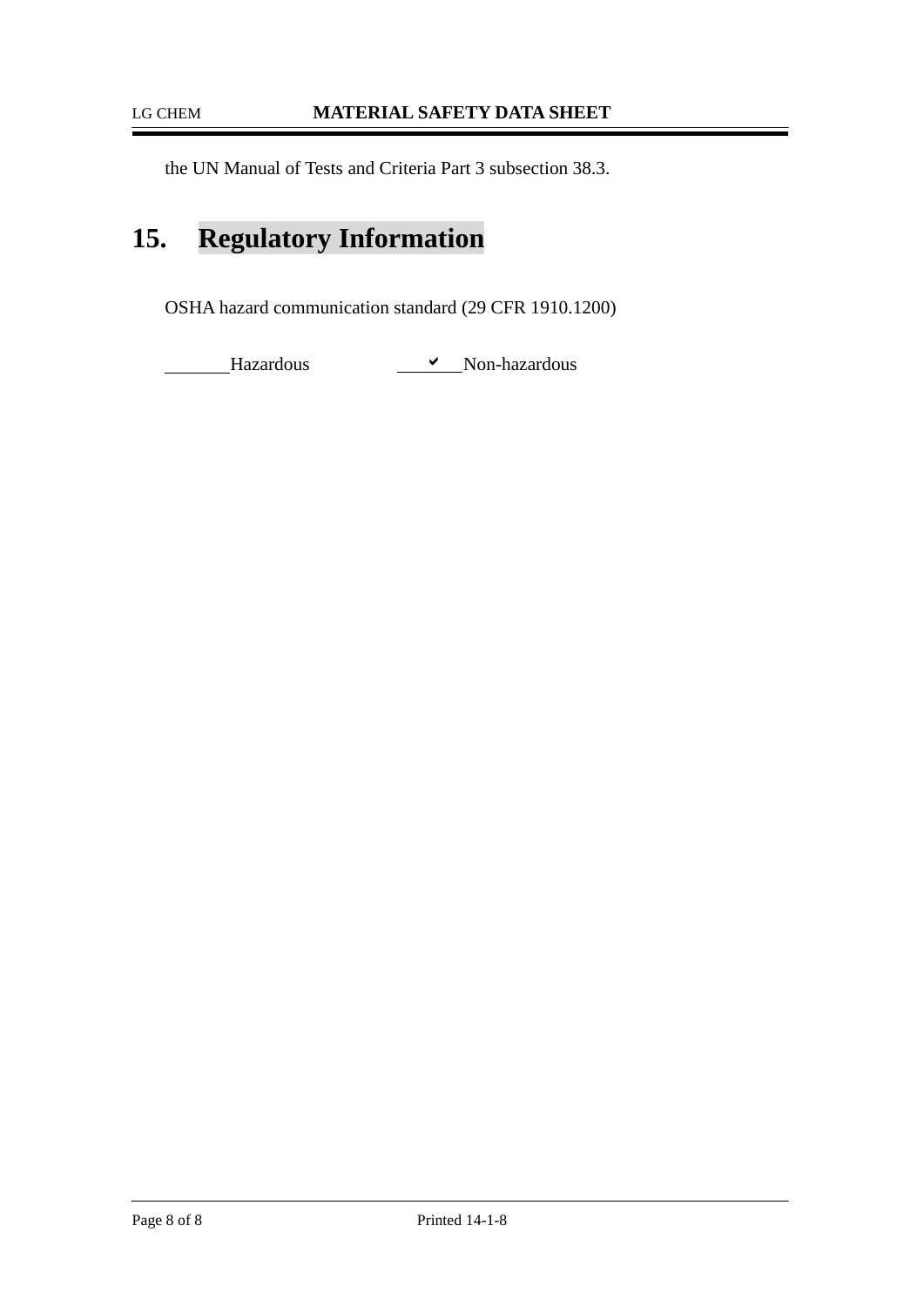the UN Manual of Tests and Criteria Part 3 subsection 38.3.

# 15. Regulatory Information

OSHA hazard communication standard (29 CFR 1910.1200)

\_\_\_\_\_\_\_ Hazardous      \_\_\_✔\_\_\_ Non-hazardous